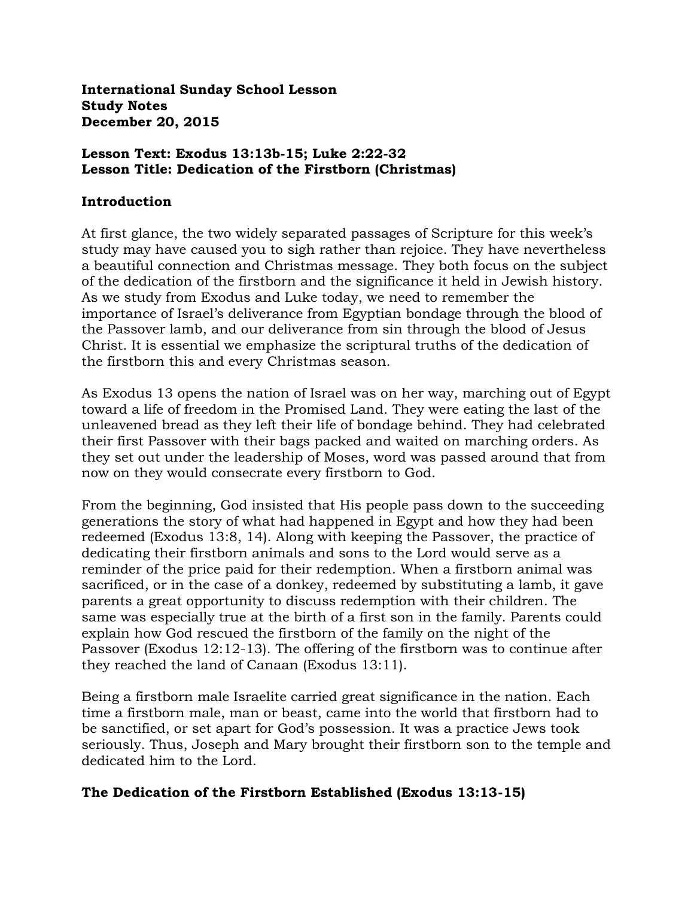**International Sunday School Lesson**
**Study Notes**
**December 20, 2015**

**Lesson Text: Exodus 13:13b-15; Luke 2:22-32**
**Lesson Title: Dedication of the Firstborn (Christmas)**

## Introduction

At first glance, the two widely separated passages of Scripture for this week's study may have caused you to sigh rather than rejoice. They have nevertheless a beautiful connection and Christmas message. They both focus on the subject of the dedication of the firstborn and the significance it held in Jewish history. As we study from Exodus and Luke today, we need to remember the importance of Israel's deliverance from Egyptian bondage through the blood of the Passover lamb, and our deliverance from sin through the blood of Jesus Christ. It is essential we emphasize the scriptural truths of the dedication of the firstborn this and every Christmas season.

As Exodus 13 opens the nation of Israel was on her way, marching out of Egypt toward a life of freedom in the Promised Land. They were eating the last of the unleavened bread as they left their life of bondage behind. They had celebrated their first Passover with their bags packed and waited on marching orders. As they set out under the leadership of Moses, word was passed around that from now on they would consecrate every firstborn to God.

From the beginning, God insisted that His people pass down to the succeeding generations the story of what had happened in Egypt and how they had been redeemed (Exodus 13:8, 14). Along with keeping the Passover, the practice of dedicating their firstborn animals and sons to the Lord would serve as a reminder of the price paid for their redemption. When a firstborn animal was sacrificed, or in the case of a donkey, redeemed by substituting a lamb, it gave parents a great opportunity to discuss redemption with their children. The same was especially true at the birth of a first son in the family. Parents could explain how God rescued the firstborn of the family on the night of the Passover (Exodus 12:12-13). The offering of the firstborn was to continue after they reached the land of Canaan (Exodus 13:11).

Being a firstborn male Israelite carried great significance in the nation. Each time a firstborn male, man or beast, came into the world that firstborn had to be sanctified, or set apart for God's possession. It was a practice Jews took seriously. Thus, Joseph and Mary brought their firstborn son to the temple and dedicated him to the Lord.

## The Dedication of the Firstborn Established (Exodus 13:13-15)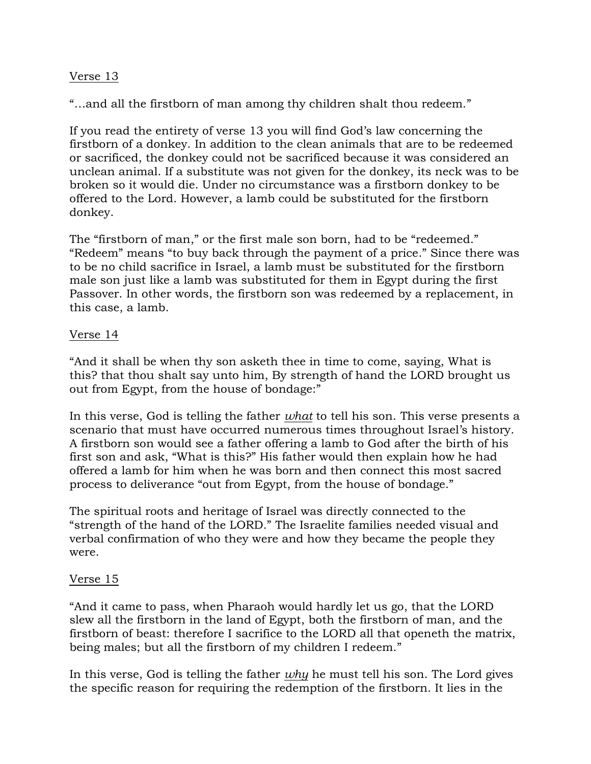Verse 13

"…and all the firstborn of man among thy children shalt thou redeem."

If you read the entirety of verse 13 you will find God's law concerning the firstborn of a donkey. In addition to the clean animals that are to be redeemed or sacrificed, the donkey could not be sacrificed because it was considered an unclean animal. If a substitute was not given for the donkey, its neck was to be broken so it would die. Under no circumstance was a firstborn donkey to be offered to the Lord. However, a lamb could be substituted for the firstborn donkey.

The "firstborn of man," or the first male son born, had to be "redeemed." "Redeem" means "to buy back through the payment of a price." Since there was to be no child sacrifice in Israel, a lamb must be substituted for the firstborn male son just like a lamb was substituted for them in Egypt during the first Passover. In other words, the firstborn son was redeemed by a replacement, in this case, a lamb.

Verse 14

"And it shall be when thy son asketh thee in time to come, saying, What is this? that thou shalt say unto him, By strength of hand the LORD brought us out from Egypt, from the house of bondage:"

In this verse, God is telling the father ***what*** to tell his son. This verse presents a scenario that must have occurred numerous times throughout Israel's history. A firstborn son would see a father offering a lamb to God after the birth of his first son and ask, "What is this?" His father would then explain how he had offered a lamb for him when he was born and then connect this most sacred process to deliverance "out from Egypt, from the house of bondage."

The spiritual roots and heritage of Israel was directly connected to the "strength of the hand of the LORD." The Israelite families needed visual and verbal confirmation of who they were and how they became the people they were.

Verse 15

"And it came to pass, when Pharaoh would hardly let us go, that the LORD slew all the firstborn in the land of Egypt, both the firstborn of man, and the firstborn of beast: therefore I sacrifice to the LORD all that openeth the matrix, being males; but all the firstborn of my children I redeem."

In this verse, God is telling the father ***why*** he must tell his son. The Lord gives the specific reason for requiring the redemption of the firstborn. It lies in the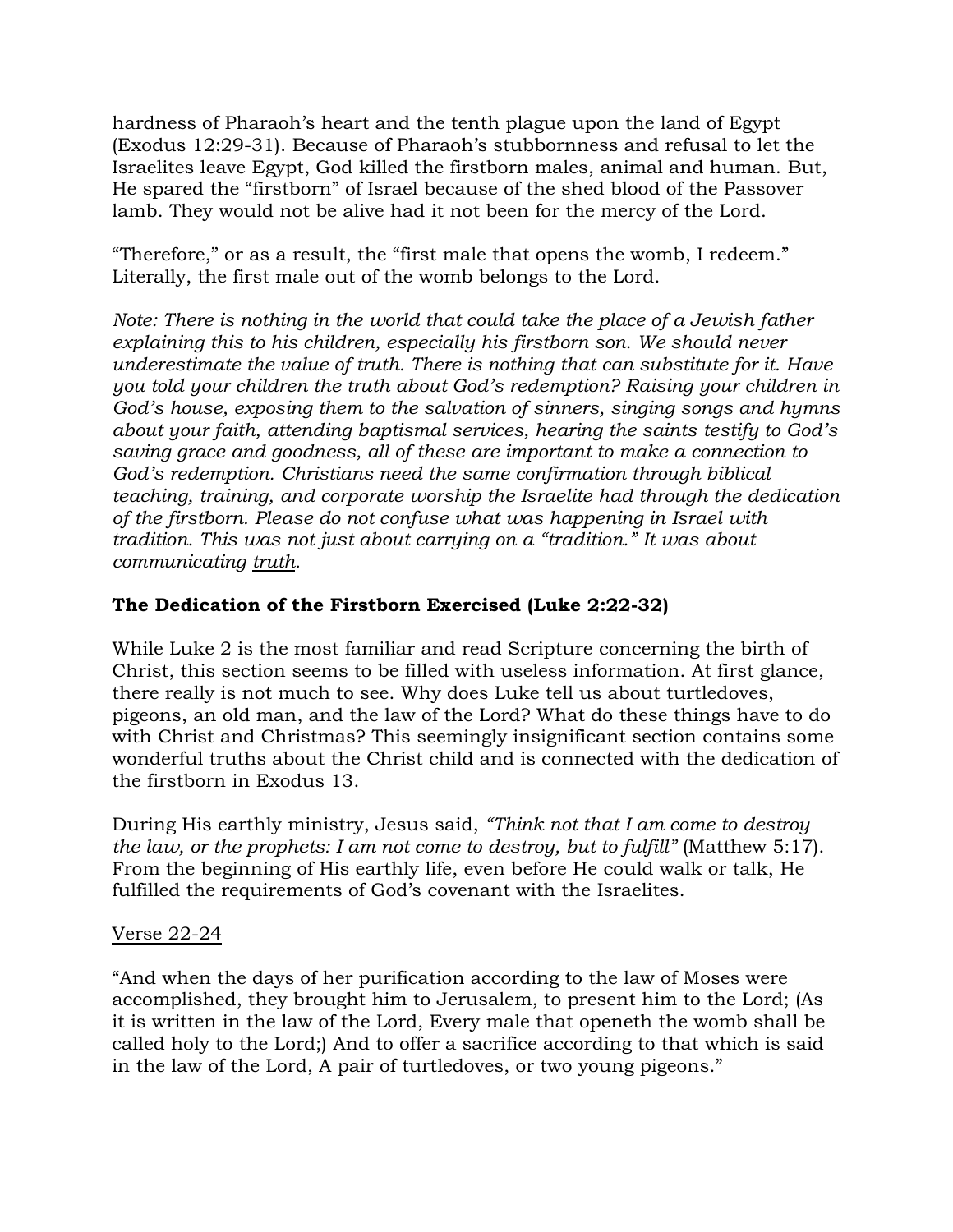hardness of Pharaoh's heart and the tenth plague upon the land of Egypt (Exodus 12:29-31). Because of Pharaoh's stubbornness and refusal to let the Israelites leave Egypt, God killed the firstborn males, animal and human. But, He spared the "firstborn" of Israel because of the shed blood of the Passover lamb. They would not be alive had it not been for the mercy of the Lord.

"Therefore," or as a result, the "first male that opens the womb, I redeem." Literally, the first male out of the womb belongs to the Lord.

*Note: There is nothing in the world that could take the place of a Jewish father explaining this to his children, especially his firstborn son. We should never underestimate the value of truth. There is nothing that can substitute for it. Have you told your children the truth about God's redemption? Raising your children in God's house, exposing them to the salvation of sinners, singing songs and hymns about your faith, attending baptismal services, hearing the saints testify to God's saving grace and goodness, all of these are important to make a connection to God's redemption. Christians need the same confirmation through biblical teaching, training, and corporate worship the Israelite had through the dedication of the firstborn. Please do not confuse what was happening in Israel with tradition. This was <u>not</u> just about carrying on a "tradition." It was about communicating <u>truth</u>.*

## The Dedication of the Firstborn Exercised (Luke 2:22-32)

While Luke 2 is the most familiar and read Scripture concerning the birth of Christ, this section seems to be filled with useless information. At first glance, there really is not much to see. Why does Luke tell us about turtledoves, pigeons, an old man, and the law of the Lord? What do these things have to do with Christ and Christmas? This seemingly insignificant section contains some wonderful truths about the Christ child and is connected with the dedication of the firstborn in Exodus 13.

During His earthly ministry, Jesus said, *"Think not that I am come to destroy the law, or the prophets: I am not come to destroy, but to fulfill"* (Matthew 5:17). From the beginning of His earthly life, even before He could walk or talk, He fulfilled the requirements of God's covenant with the Israelites.

<u>Verse 22-24</u>

"And when the days of her purification according to the law of Moses were accomplished, they brought him to Jerusalem, to present him to the Lord; (As it is written in the law of the Lord, Every male that openeth the womb shall be called holy to the Lord;) And to offer a sacrifice according to that which is said in the law of the Lord, A pair of turtledoves, or two young pigeons."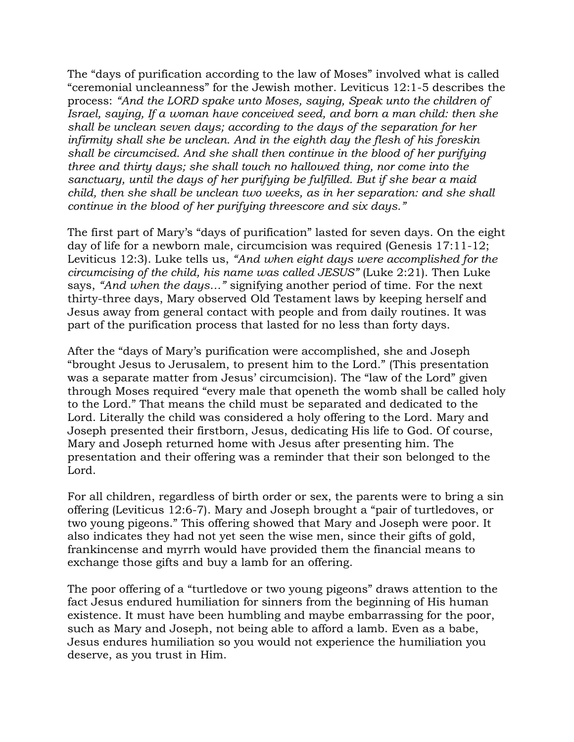The “days of purification according to the law of Moses” involved what is called “ceremonial uncleanness” for the Jewish mother. Leviticus 12:1-5 describes the process: *“And the LORD spake unto Moses, saying, Speak unto the children of Israel, saying, If a woman have conceived seed, and born a man child: then she shall be unclean seven days; according to the days of the separation for her infirmity shall she be unclean. And in the eighth day the flesh of his foreskin shall be circumcised. And she shall then continue in the blood of her purifying three and thirty days; she shall touch no hallowed thing, nor come into the sanctuary, until the days of her purifying be fulfilled. But if she bear a maid child, then she shall be unclean two weeks, as in her separation: and she shall continue in the blood of her purifying threescore and six days.”*

The first part of Mary’s “days of purification” lasted for seven days. On the eight day of life for a newborn male, circumcision was required (Genesis 17:11-12; Leviticus 12:3). Luke tells us, *“And when eight days were accomplished for the circumcising of the child, his name was called JESUS”* (Luke 2:21). Then Luke says, *“And when the days…”* signifying another period of time. For the next thirty-three days, Mary observed Old Testament laws by keeping herself and Jesus away from general contact with people and from daily routines. It was part of the purification process that lasted for no less than forty days.

After the “days of Mary’s purification were accomplished, she and Joseph “brought Jesus to Jerusalem, to present him to the Lord.” (This presentation was a separate matter from Jesus’ circumcision). The “law of the Lord” given through Moses required “every male that openeth the womb shall be called holy to the Lord.” That means the child must be separated and dedicated to the Lord. Literally the child was considered a holy offering to the Lord. Mary and Joseph presented their firstborn, Jesus, dedicating His life to God. Of course, Mary and Joseph returned home with Jesus after presenting him. The presentation and their offering was a reminder that their son belonged to the Lord.

For all children, regardless of birth order or sex, the parents were to bring a sin offering (Leviticus 12:6-7). Mary and Joseph brought a “pair of turtledoves, or two young pigeons.” This offering showed that Mary and Joseph were poor. It also indicates they had not yet seen the wise men, since their gifts of gold, frankincense and myrrh would have provided them the financial means to exchange those gifts and buy a lamb for an offering.

The poor offering of a “turtledove or two young pigeons” draws attention to the fact Jesus endured humiliation for sinners from the beginning of His human existence. It must have been humbling and maybe embarrassing for the poor, such as Mary and Joseph, not being able to afford a lamb. Even as a babe, Jesus endures humiliation so you would not experience the humiliation you deserve, as you trust in Him.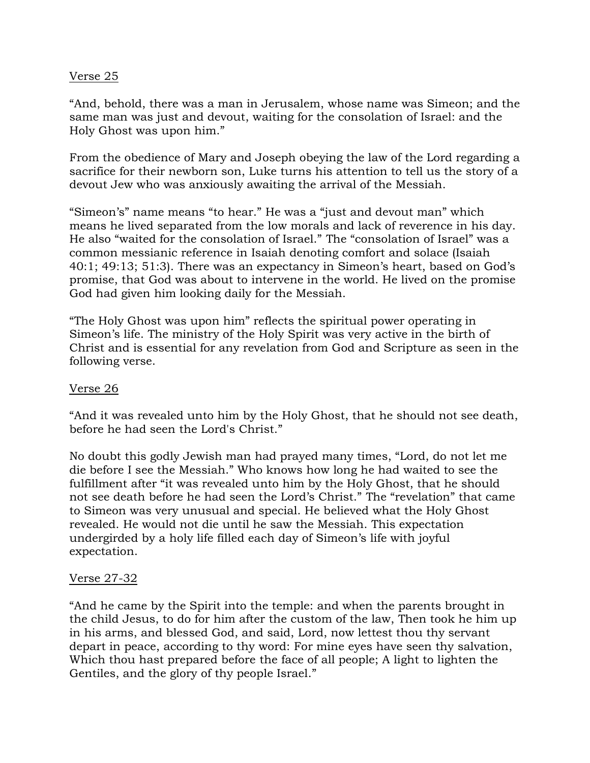Verse 25

"And, behold, there was a man in Jerusalem, whose name was Simeon; and the same man was just and devout, waiting for the consolation of Israel: and the Holy Ghost was upon him."

From the obedience of Mary and Joseph obeying the law of the Lord regarding a sacrifice for their newborn son, Luke turns his attention to tell us the story of a devout Jew who was anxiously awaiting the arrival of the Messiah.

"Simeon's" name means "to hear." He was a "just and devout man" which means he lived separated from the low morals and lack of reverence in his day. He also "waited for the consolation of Israel." The "consolation of Israel" was a common messianic reference in Isaiah denoting comfort and solace (Isaiah 40:1; 49:13; 51:3). There was an expectancy in Simeon's heart, based on God's promise, that God was about to intervene in the world. He lived on the promise God had given him looking daily for the Messiah.

"The Holy Ghost was upon him" reflects the spiritual power operating in Simeon's life. The ministry of the Holy Spirit was very active in the birth of Christ and is essential for any revelation from God and Scripture as seen in the following verse.

Verse 26

"And it was revealed unto him by the Holy Ghost, that he should not see death, before he had seen the Lord's Christ."

No doubt this godly Jewish man had prayed many times, "Lord, do not let me die before I see the Messiah." Who knows how long he had waited to see the fulfillment after "it was revealed unto him by the Holy Ghost, that he should not see death before he had seen the Lord's Christ." The "revelation" that came to Simeon was very unusual and special. He believed what the Holy Ghost revealed. He would not die until he saw the Messiah. This expectation undergirded by a holy life filled each day of Simeon's life with joyful expectation.

Verse 27-32

"And he came by the Spirit into the temple: and when the parents brought in the child Jesus, to do for him after the custom of the law, Then took he him up in his arms, and blessed God, and said, Lord, now lettest thou thy servant depart in peace, according to thy word: For mine eyes have seen thy salvation, Which thou hast prepared before the face of all people; A light to lighten the Gentiles, and the glory of thy people Israel."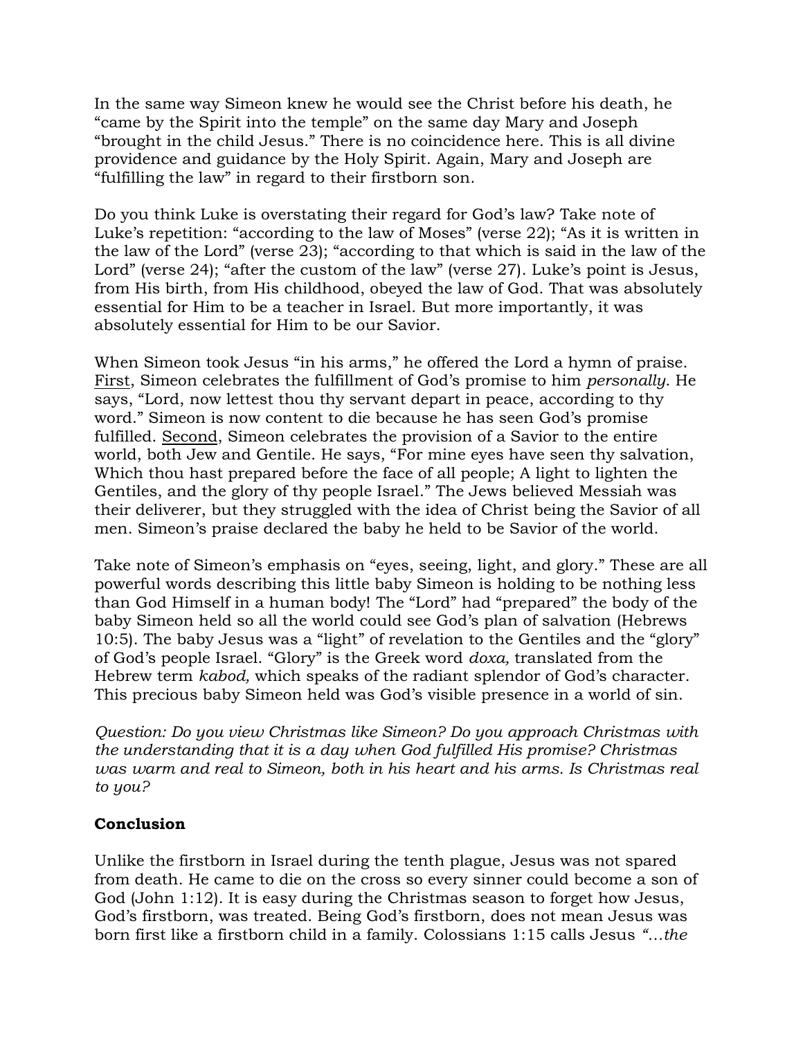In the same way Simeon knew he would see the Christ before his death, he "came by the Spirit into the temple" on the same day Mary and Joseph "brought in the child Jesus." There is no coincidence here. This is all divine providence and guidance by the Holy Spirit. Again, Mary and Joseph are "fulfilling the law" in regard to their firstborn son.

Do you think Luke is overstating their regard for God's law? Take note of Luke's repetition: "according to the law of Moses" (verse 22); "As it is written in the law of the Lord" (verse 23); "according to that which is said in the law of the Lord" (verse 24); "after the custom of the law" (verse 27). Luke's point is Jesus, from His birth, from His childhood, obeyed the law of God. That was absolutely essential for Him to be a teacher in Israel. But more importantly, it was absolutely essential for Him to be our Savior.

When Simeon took Jesus "in his arms," he offered the Lord a hymn of praise. <u>First</u>, Simeon celebrates the fulfillment of God's promise to him *personally*. He says, "Lord, now lettest thou thy servant depart in peace, according to thy word." Simeon is now content to die because he has seen God's promise fulfilled. <u>Second</u>, Simeon celebrates the provision of a Savior to the entire world, both Jew and Gentile. He says, "For mine eyes have seen thy salvation, Which thou hast prepared before the face of all people; A light to lighten the Gentiles, and the glory of thy people Israel." The Jews believed Messiah was their deliverer, but they struggled with the idea of Christ being the Savior of all men. Simeon's praise declared the baby he held to be Savior of the world.

Take note of Simeon's emphasis on "eyes, seeing, light, and glory." These are all powerful words describing this little baby Simeon is holding to be nothing less than God Himself in a human body! The "Lord" had "prepared" the body of the baby Simeon held so all the world could see God's plan of salvation (Hebrews 10:5). The baby Jesus was a "light" of revelation to the Gentiles and the "glory" of God's people Israel. "Glory" is the Greek word *doxa,* translated from the Hebrew term *kabod,* which speaks of the radiant splendor of God's character. This precious baby Simeon held was God's visible presence in a world of sin.

*Question: Do you view Christmas like Simeon? Do you approach Christmas with the understanding that it is a day when God fulfilled His promise? Christmas was warm and real to Simeon, both in his heart and his arms. Is Christmas real to you?*

**Conclusion**

Unlike the firstborn in Israel during the tenth plague, Jesus was not spared from death. He came to die on the cross so every sinner could become a son of God (John 1:12). It is easy during the Christmas season to forget how Jesus, God's firstborn, was treated. Being God's firstborn, does not mean Jesus was born first like a firstborn child in a family. Colossians 1:15 calls Jesus *"…the*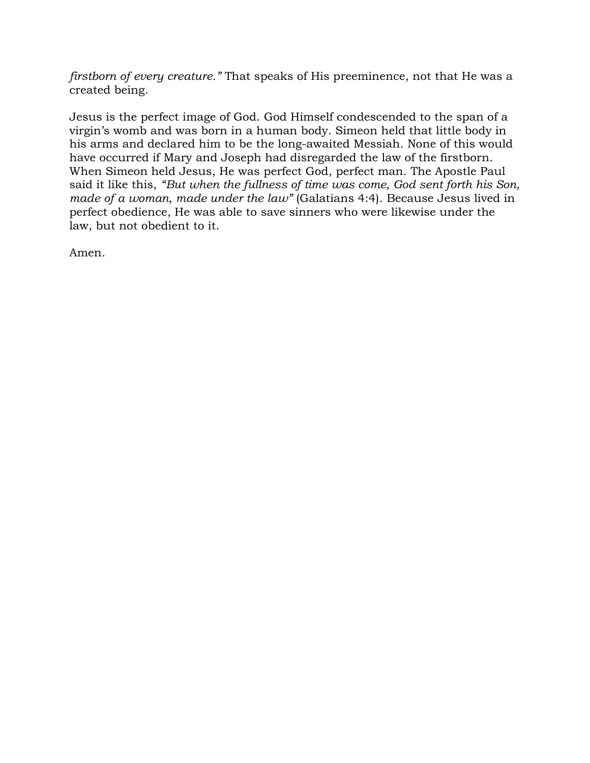*firstborn of every creature."* That speaks of His preeminence, not that He was a created being.

Jesus is the perfect image of God. God Himself condescended to the span of a virgin's womb and was born in a human body. Simeon held that little body in his arms and declared him to be the long-awaited Messiah. None of this would have occurred if Mary and Joseph had disregarded the law of the firstborn. When Simeon held Jesus, He was perfect God, perfect man. The Apostle Paul said it like this, *"But when the fullness of time was come, God sent forth his Son, made of a woman, made under the law"* (Galatians 4:4). Because Jesus lived in perfect obedience, He was able to save sinners who were likewise under the law, but not obedient to it.

Amen.